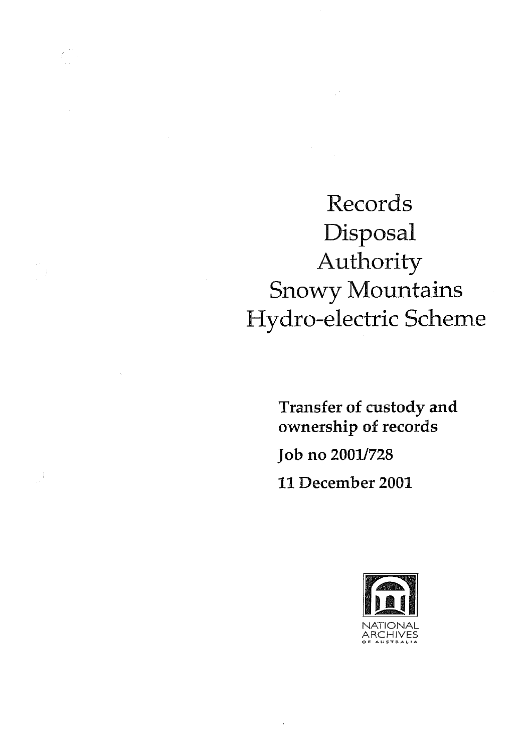# Records Disposal Authority Snowy Mountains Hydro-electric Scheme

**Transfer of custody and ownership of records**

**Job no 2001/728**

**11 December 2001**

NATIONAL ARCHIVES OF AUSTRALIA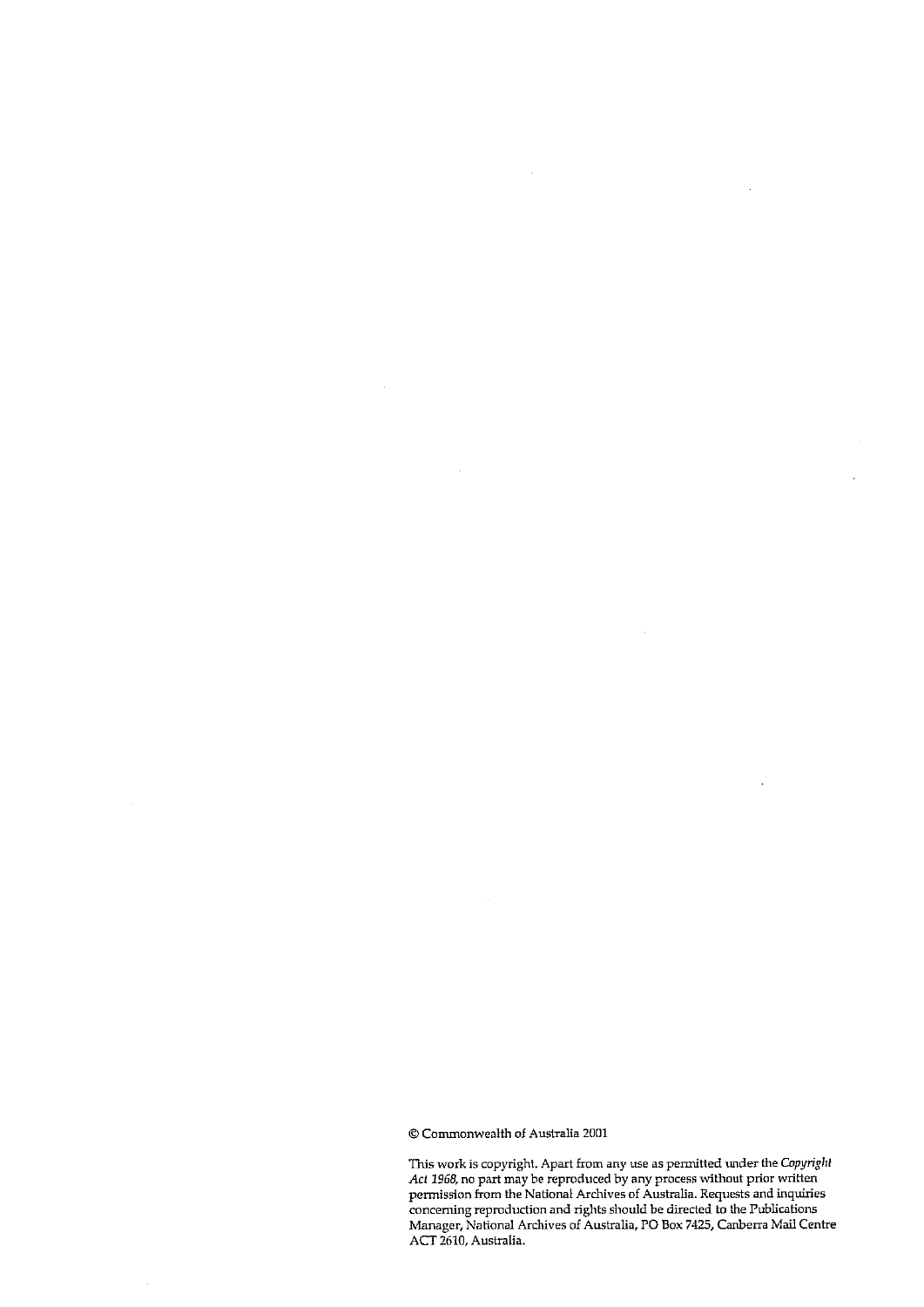© Commonwealth of Australia 2001

This work is copyright. Apart from any use as permitted under the *Copyright Act 1968*, no part may be reproduced by any process without prior written permission from the National Archives of Australia. Requests and inquiries concerning reproduction and rights should be directed to the Publications Manager, National Archives of Australia, PO Box 7425, Canberra Mail Centre ACT 2610, Australia.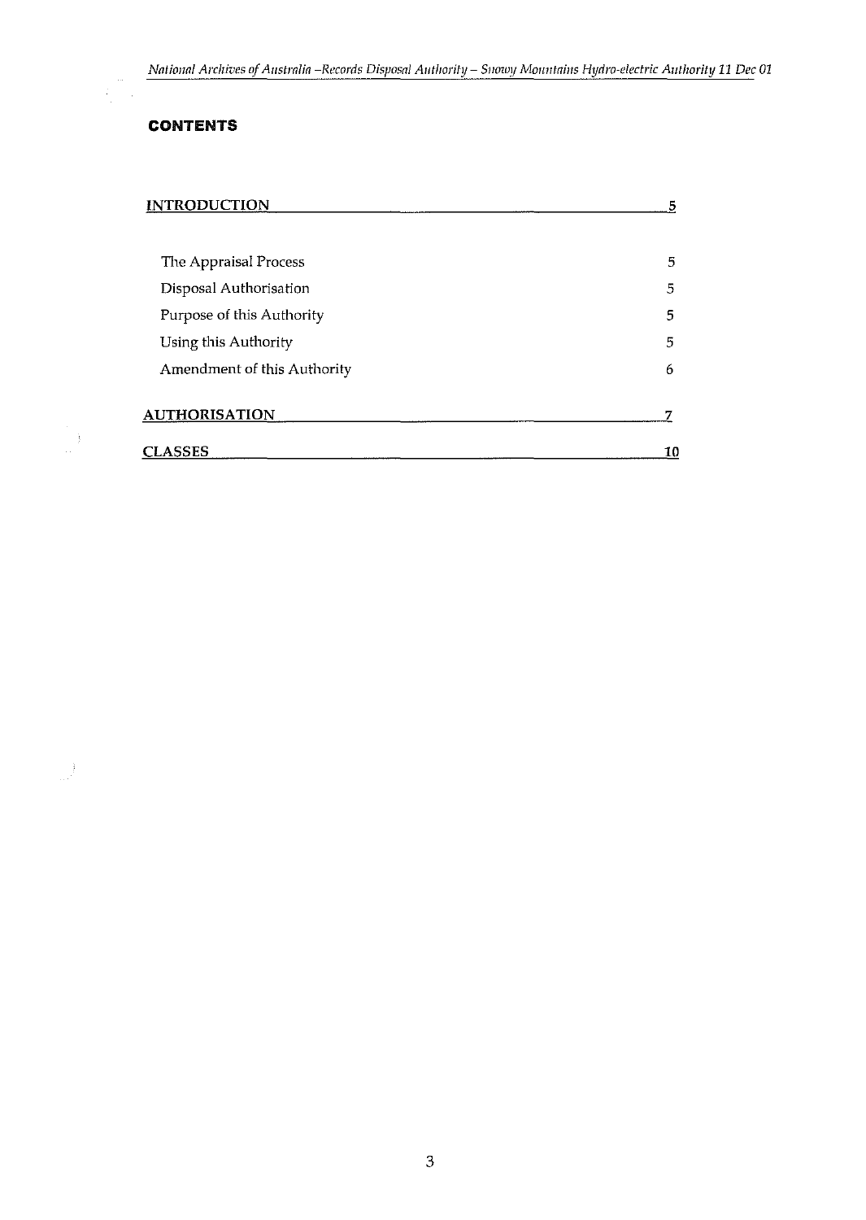# CONTENTS

| | |
|---|---|
| **INTRODUCTION** | **5** |
| The Appraisal Process | 5 |
| Disposal Authorisation | 5 |
| Purpose of this Authority | 5 |
| Using this Authority | 5 |
| Amendment of this Authority | 6 |
| **AUTHORISATION** | **7** |
| **CLASSES** | **10** |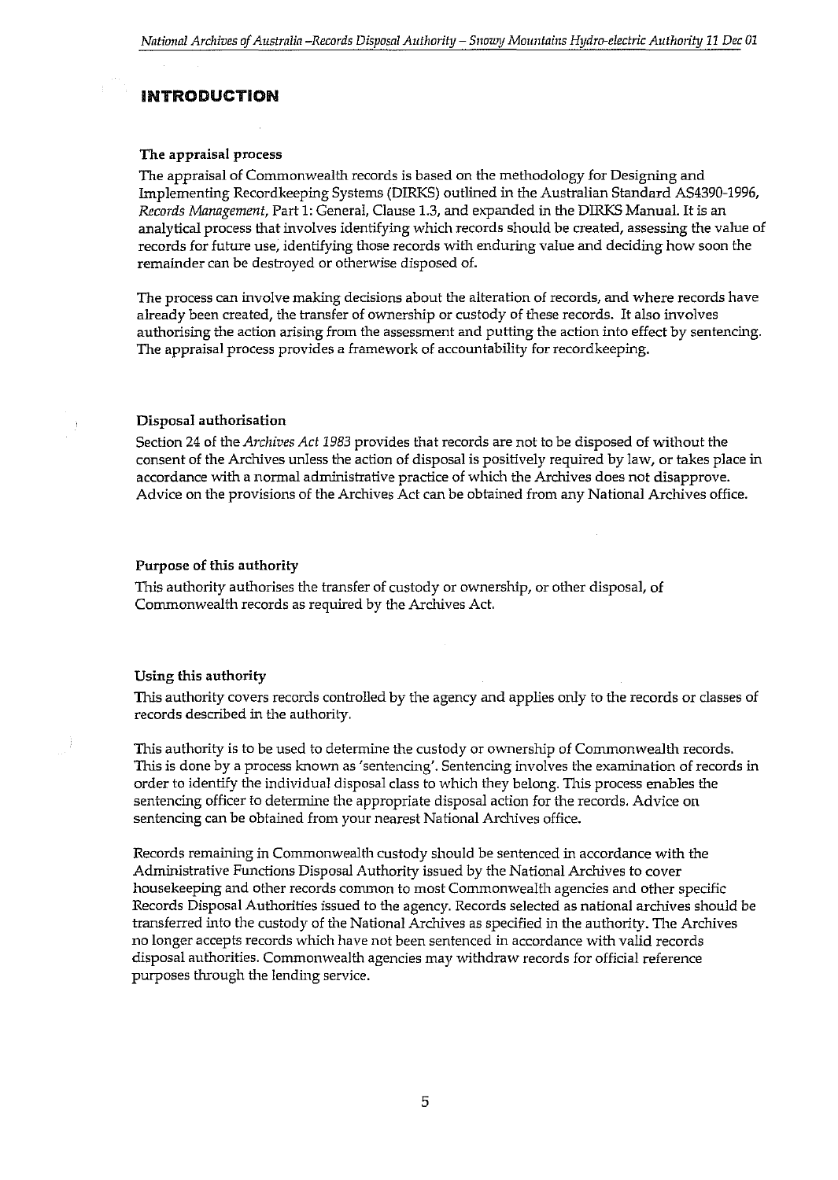# INTRODUCTION

### The appraisal process

The appraisal of Commonwealth records is based on the methodology for Designing and Implementing Recordkeeping Systems (DIRKS) outlined in the Australian Standard AS4390-1996, *Records Management*, Part 1: General, Clause 1.3, and expanded in the DIRKS Manual. It is an analytical process that involves identifying which records should be created, assessing the value of records for future use, identifying those records with enduring value and deciding how soon the remainder can be destroyed or otherwise disposed of.

The process can involve making decisions about the alteration of records, and where records have already been created, the transfer of ownership or custody of these records. It also involves authorising the action arising from the assessment and putting the action into effect by sentencing. The appraisal process provides a framework of accountability for recordkeeping.

### Disposal authorisation

Section 24 of the *Archives Act 1983* provides that records are not to be disposed of without the consent of the Archives unless the action of disposal is positively required by law, or takes place in accordance with a normal administrative practice of which the Archives does not disapprove. Advice on the provisions of the Archives Act can be obtained from any National Archives office.

### Purpose of this authority

This authority authorises the transfer of custody or ownership, or other disposal, of Commonwealth records as required by the Archives Act.

### Using this authority

This authority covers records controlled by the agency and applies only to the records or classes of records described in the authority.

This authority is to be used to determine the custody or ownership of Commonwealth records. This is done by a process known as 'sentencing'. Sentencing involves the examination of records in order to identify the individual disposal class to which they belong. This process enables the sentencing officer to determine the appropriate disposal action for the records. Advice on sentencing can be obtained from your nearest National Archives office.

Records remaining in Commonwealth custody should be sentenced in accordance with the Administrative Functions Disposal Authority issued by the National Archives to cover housekeeping and other records common to most Commonwealth agencies and other specific Records Disposal Authorities issued to the agency. Records selected as national archives should be transferred into the custody of the National Archives as specified in the authority. The Archives no longer accepts records which have not been sentenced in accordance with valid records disposal authorities. Commonwealth agencies may withdraw records for official reference purposes through the lending service.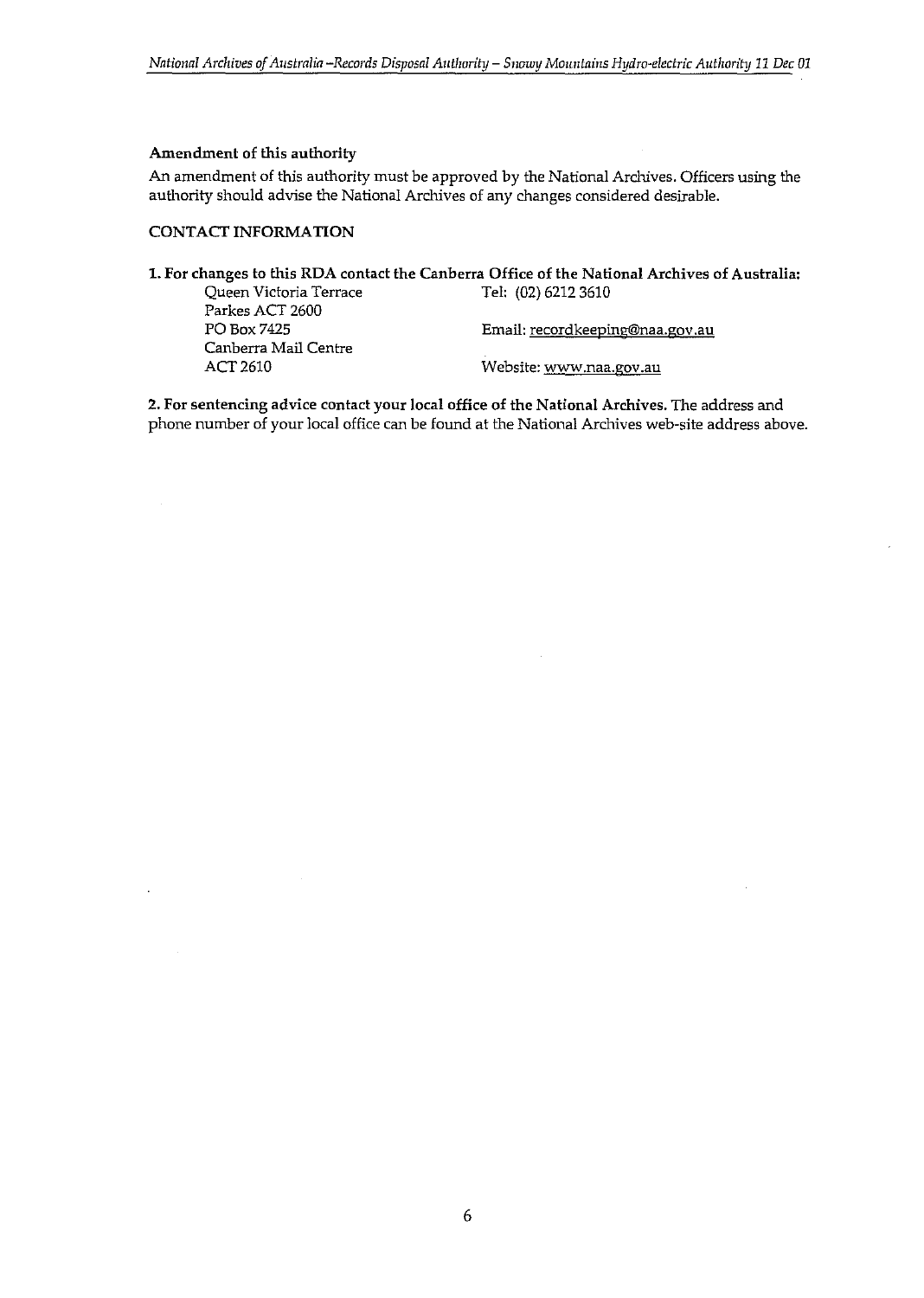**Amendment of this authority**

An amendment of this authority must be approved by the National Archives. Officers using the authority should advise the National Archives of any changes considered desirable.

**CONTACT INFORMATION**

**1. For changes to this RDA contact the Canberra Office of the National Archives of Australia:**

| | |
|---|---|
| Queen Victoria Terrace | Tel: (02) 6212 3610 |
| Parkes ACT 2600 | |
| PO Box 7425 | Email: recordkeeping@naa.gov.au |
| Canberra Mail Centre | |
| ACT 2610 | Website: www.naa.gov.au |

**2. For sentencing advice contact your local office of the National Archives.** The address and phone number of your local office can be found at the National Archives web-site address above.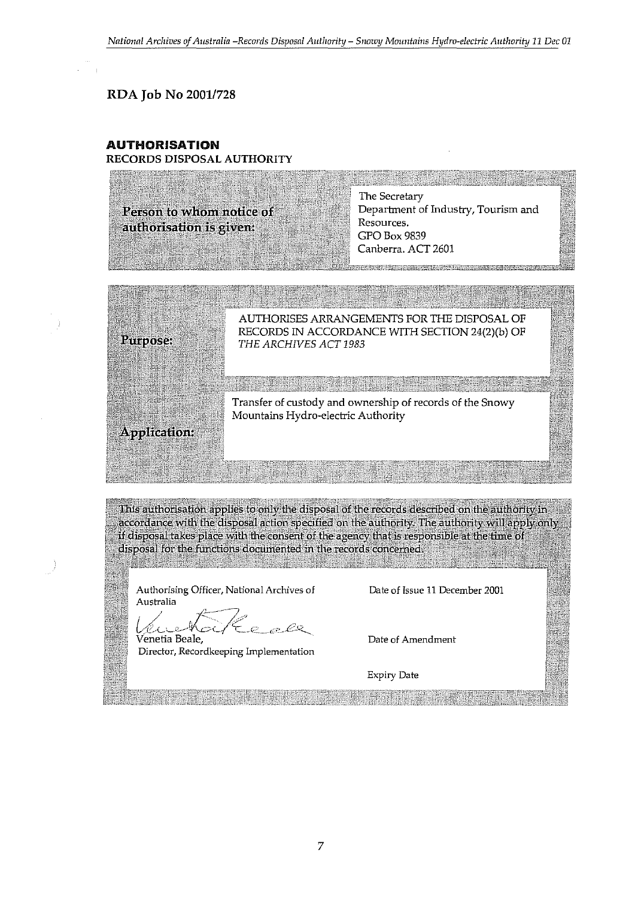**RDA Job No 2001/728**

## AUTHORISATION

RECORDS DISPOSAL AUTHORITY

| Person to whom notice of authorisation is given: | The Secretary<br>Department of Industry, Tourism and Resources.<br>GPO Box 9839<br>Canberra. ACT 2601 |
|---|---|

| | |
|---|---|
| Purpose: | AUTHORISES ARRANGEMENTS FOR THE DISPOSAL OF RECORDS IN ACCORDANCE WITH SECTION 24(2)(b) OF *THE ARCHIVES ACT 1983* |
| Application: | Transfer of custody and ownership of records of the Snowy Mountains Hydro-electric Authority |

This authorisation applies to only the disposal of the records described on the authority in accordance with the disposal action specified on the authority. The authority will apply only if disposal takes place with the consent of the agency that is responsible at the time of disposal for the functions documented in the records concerned.

| | |
|---|---|
| Authorising Officer, National Archives of Australia | Date of Issue 11 December 2001 |
| Venetia Beale,<br>Director, Recordkeeping Implementation | Date of Amendment |
| | Expiry Date |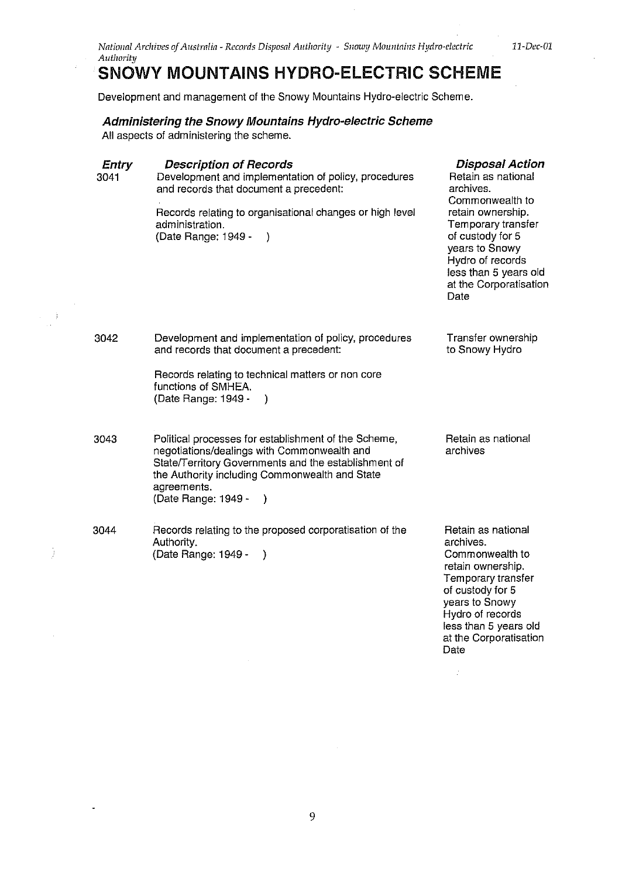# SNOWY MOUNTAINS HYDRO-ELECTRIC SCHEME

Development and management of the Snowy Mountains Hydro-electric Scheme.

### *Administering the Snowy Mountains Hydro-electric Scheme*

All aspects of administering the scheme.

| Entry | Description of Records | Disposal Action |
|---|---|---|
| 3041 | Development and implementation of policy, procedures and records that document a precedent:<br><br>Records relating to organisational changes or high level administration.<br>(Date Range: 1949 - ) | Retain as national archives. Commonwealth to retain ownership. Temporary transfer of custody for 5 years to Snowy Hydro of records less than 5 years old at the Corporatisation Date |
| 3042 | Development and implementation of policy, procedures and records that document a precedent:<br><br>Records relating to technical matters or non core functions of SMHEA.<br>(Date Range: 1949 - ) | Transfer ownership to Snowy Hydro |
| 3043 | Political processes for establishment of the Scheme, negotiations/dealings with Commonwealth and State/Territory Governments and the establishment of the Authority including Commonwealth and State agreements.<br>(Date Range: 1949 - ) | Retain as national archives |
| 3044 | Records relating to the proposed corporatisation of the Authority.<br>(Date Range: 1949 - ) | Retain as national archives. Commonwealth to retain ownership. Temporary transfer of custody for 5 years to Snowy Hydro of records less than 5 years old at the Corporatisation Date |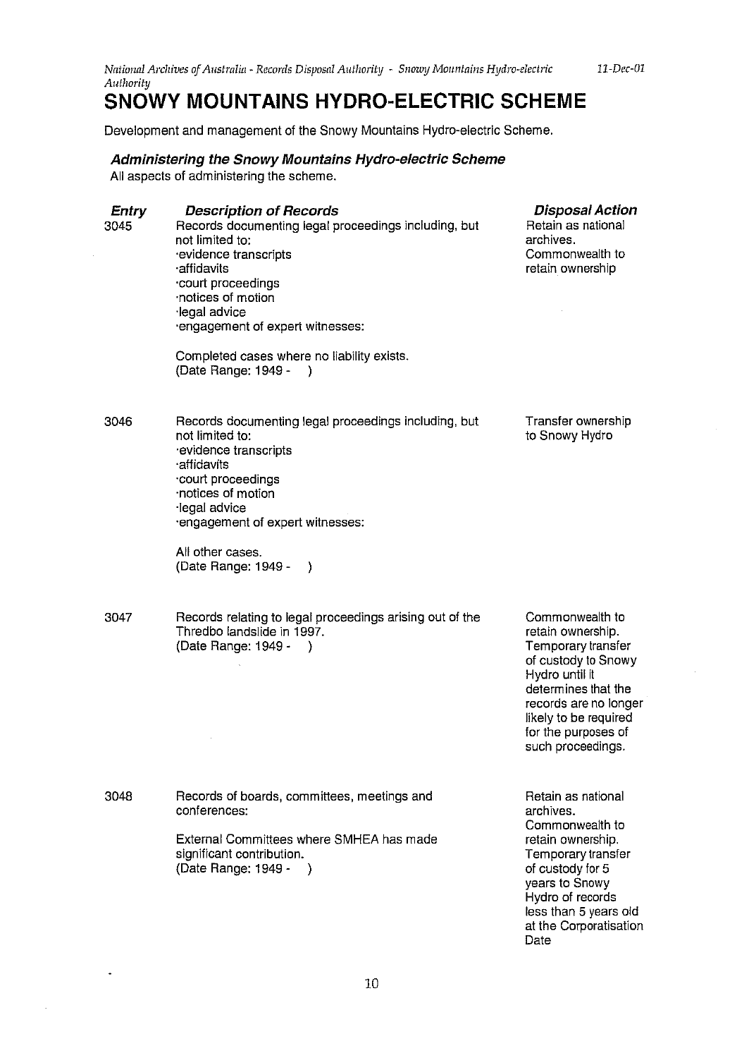# SNOWY MOUNTAINS HYDRO-ELECTRIC SCHEME

Development and management of the Snowy Mountains Hydro-electric Scheme.

### *Administering the Snowy Mountains Hydro-electric Scheme*

All aspects of administering the scheme.

| ***Entry*** | ***Description of Records*** | ***Disposal Action*** |
|---|---|---|
| 3045 | Records documenting legal proceedings including, but not limited to:<br>·evidence transcripts<br>·affidavits<br>·court proceedings<br>·notices of motion<br>·legal advice<br>·engagement of expert witnesses:<br><br>Completed cases where no liability exists.<br>(Date Range: 1949 - ) | Retain as national archives. Commonwealth to retain ownership |
| 3046 | Records documenting legal proceedings including, but not limited to:<br>·evidence transcripts<br>·affidavits<br>·court proceedings<br>·notices of motion<br>·legal advice<br>·engagement of expert witnesses:<br><br>All other cases.<br>(Date Range: 1949 - ) | Transfer ownership to Snowy Hydro |
| 3047 | Records relating to legal proceedings arising out of the Thredbo landslide in 1997.<br>(Date Range: 1949 - ) | Commonwealth to retain ownership. Temporary transfer of custody to Snowy Hydro until it determines that the records are no longer likely to be required for the purposes of such proceedings. |
| 3048 | Records of boards, committees, meetings and conferences:<br><br>External Committees where SMHEA has made significant contribution.<br>(Date Range: 1949 - ) | Retain as national archives. Commonwealth to retain ownership. Temporary transfer of custody for 5 years to Snowy Hydro of records less than 5 years old at the Corporatisation Date |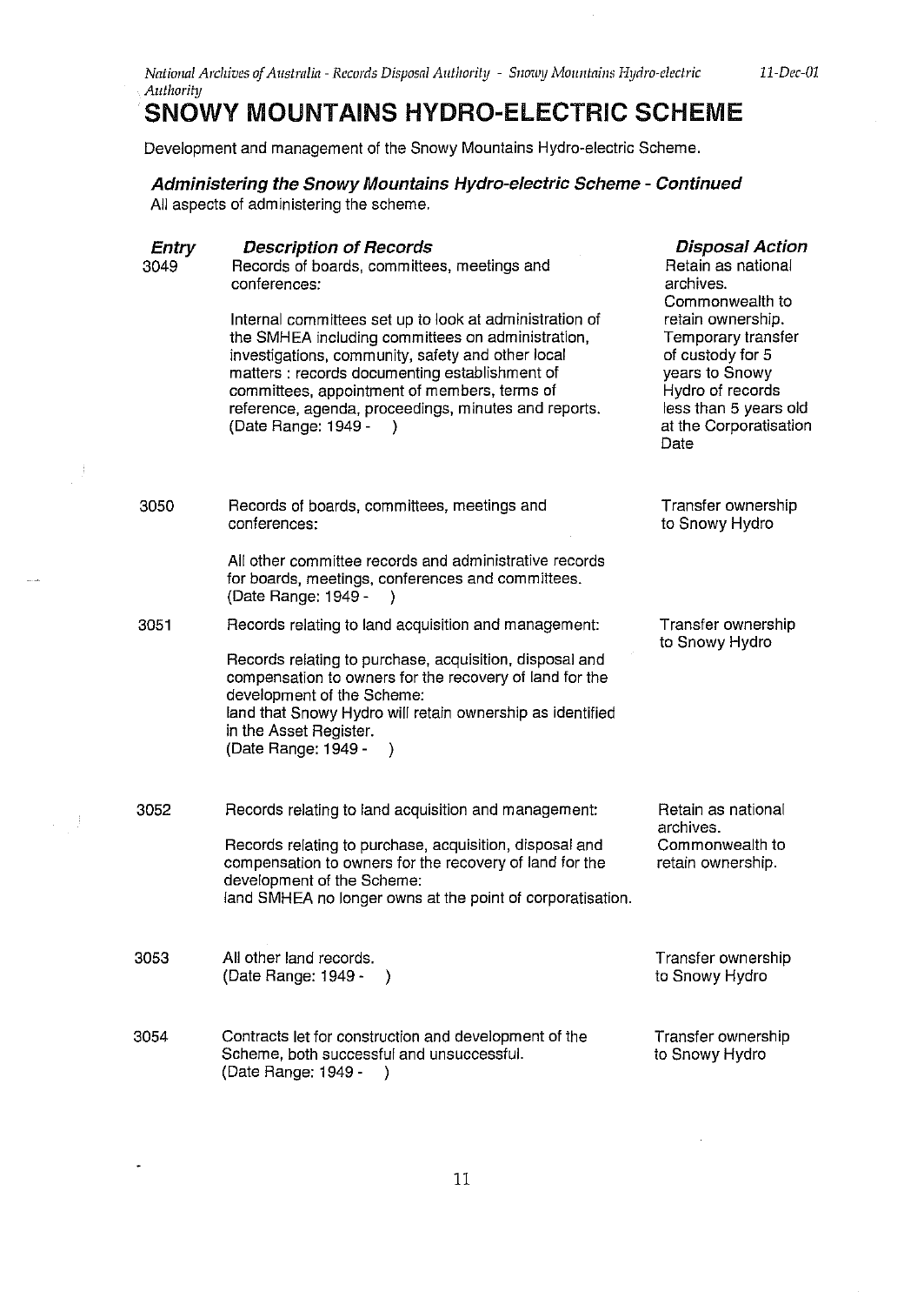# SNOWY MOUNTAINS HYDRO-ELECTRIC SCHEME

Development and management of the Snowy Mountains Hydro-electric Scheme.

### *Administering the Snowy Mountains Hydro-electric Scheme - Continued*

All aspects of administering the scheme.

| *Entry* | *Description of Records* | *Disposal Action* |
|---|---|---|
| 3049 | Records of boards, committees, meetings and conferences:<br><br>Internal committees set up to look at administration of the SMHEA including committees on administration, investigations, community, safety and other local matters : records documenting establishment of committees, appointment of members, terms of reference, agenda, proceedings, minutes and reports.<br>(Date Range: 1949 - ) | Retain as national archives. Commonwealth to retain ownership. Temporary transfer of custody for 5 years to Snowy Hydro of records less than 5 years old at the Corporatisation Date |
| 3050 | Records of boards, committees, meetings and conferences:<br><br>All other committee records and administrative records for boards, meetings, conferences and committees.<br>(Date Range: 1949 - ) | Transfer ownership to Snowy Hydro |
| 3051 | Records relating to land acquisition and management:<br><br>Records relating to purchase, acquisition, disposal and compensation to owners for the recovery of land for the development of the Scheme:<br>land that Snowy Hydro will retain ownership as identified in the Asset Register.<br>(Date Range: 1949 - ) | Transfer ownership to Snowy Hydro |
| 3052 | Records relating to land acquisition and management:<br><br>Records relating to purchase, acquisition, disposal and compensation to owners for the recovery of land for the development of the Scheme:<br>land SMHEA no longer owns at the point of corporatisation. | Retain as national archives. Commonwealth to retain ownership. |
| 3053 | All other land records.<br>(Date Range: 1949 - ) | Transfer ownership to Snowy Hydro |
| 3054 | Contracts let for construction and development of the Scheme, both successful and unsuccessful.<br>(Date Range: 1949 - ) | Transfer ownership to Snowy Hydro |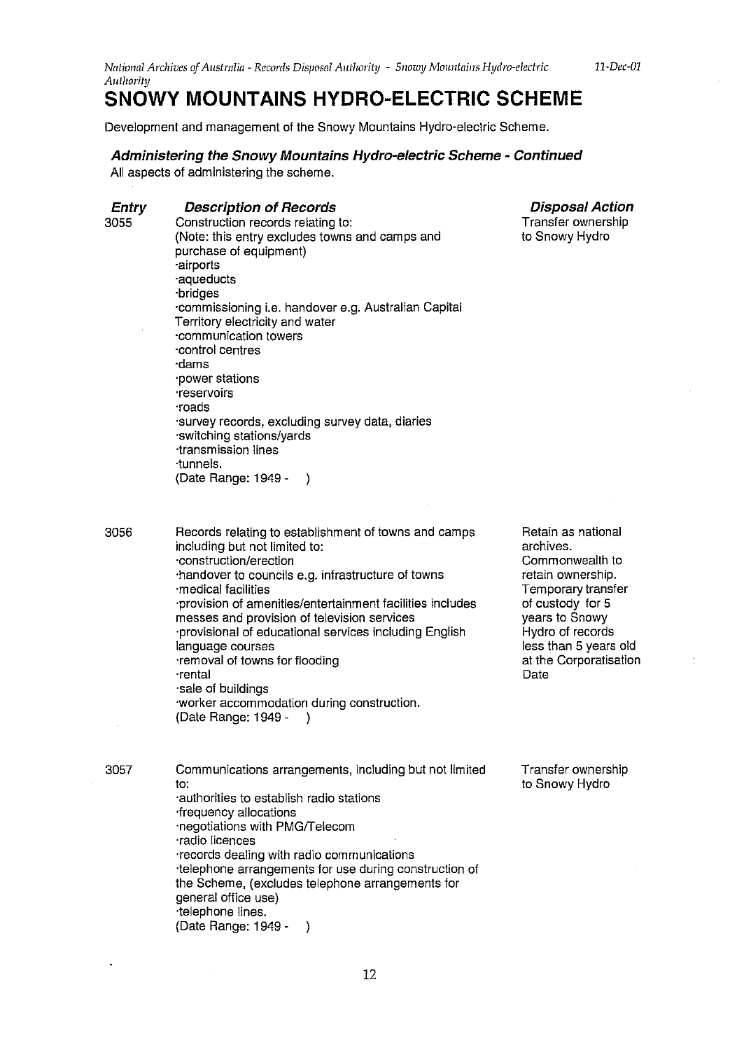# SNOWY MOUNTAINS HYDRO-ELECTRIC SCHEME

Development and management of the Snowy Mountains Hydro-electric Scheme.

### *Administering the Snowy Mountains Hydro-electric Scheme - Continued*

All aspects of administering the scheme.

| ***Entry*** | ***Description of Records*** | ***Disposal Action*** |
|---|---|---|
| 3055 | Construction records relating to:<br>(Note: this entry excludes towns and camps and purchase of equipment)<br>·airports<br>·aqueducts<br>·bridges<br>·commissioning i.e. handover e.g. Australian Capital Territory electricity and water<br>·communication towers<br>·control centres<br>·dams<br>·power stations<br>·reservoirs<br>·roads<br>·survey records, excluding survey data, diaries<br>·switching stations/yards<br>·transmission lines<br>·tunnels.<br>(Date Range: 1949 - ) | Transfer ownership to Snowy Hydro |
| 3056 | Records relating to establishment of towns and camps including but not limited to:<br>·construction/erection<br>·handover to councils e.g. infrastructure of towns<br>·medical facilities<br>·provision of amenities/entertainment facilities includes messes and provision of television services<br>·provisional of educational services including English language courses<br>·removal of towns for flooding<br>·rental<br>·sale of buildings<br>·worker accommodation during construction.<br>(Date Range: 1949 - ) | Retain as national archives. Commonwealth to retain ownership. Temporary transfer of custody for 5 years to Snowy Hydro of records less than 5 years old at the Corporatisation Date |
| 3057 | Communications arrangements, including but not limited to:<br>·authorities to establish radio stations<br>·frequency allocations<br>·negotiations with PMG/Telecom<br>·radio licences<br>·records dealing with radio communications<br>·telephone arrangements for use during construction of the Scheme, (excludes telephone arrangements for general office use)<br>·telephone lines.<br>(Date Range: 1949 - ) | Transfer ownership to Snowy Hydro |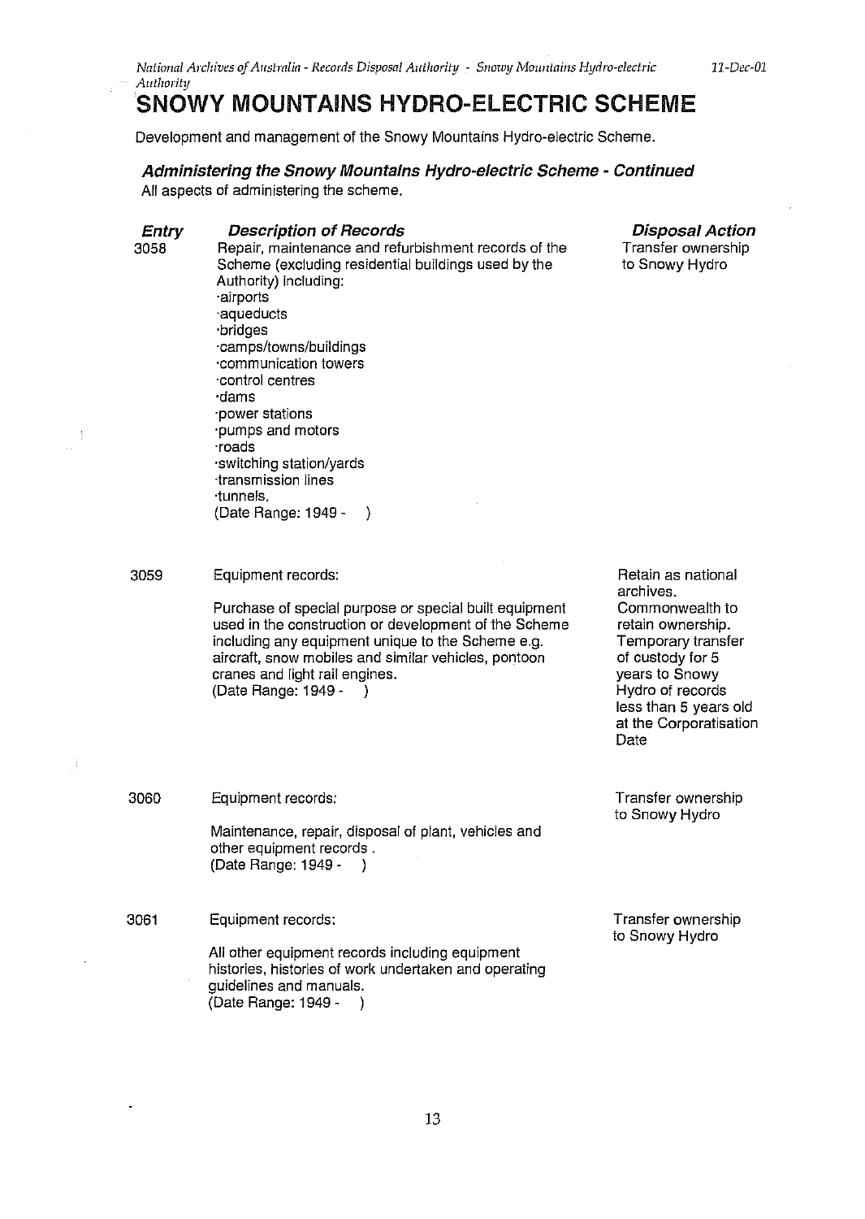# SNOWY MOUNTAINS HYDRO-ELECTRIC SCHEME

Development and management of the Snowy Mountains Hydro-electric Scheme.

### *Administering the Snowy Mountains Hydro-electric Scheme - Continued*

All aspects of administering the scheme.

| *Entry* | *Description of Records* | *Disposal Action* |
|---|---|---|
| 3058 | Repair, maintenance and refurbishment records of the Scheme (excluding residential buildings used by the Authority) including:<br>·airports<br>·aqueducts<br>·bridges<br>·camps/towns/buildings<br>·communication towers<br>·control centres<br>·dams<br>·power stations<br>·pumps and motors<br>·roads<br>·switching station/yards<br>·transmission lines<br>·tunnels.<br>(Date Range: 1949 - ) | Transfer ownership to Snowy Hydro |
| 3059 | Equipment records:<br><br>Purchase of special purpose or special built equipment used in the construction or development of the Scheme including any equipment unique to the Scheme e.g. aircraft, snow mobiles and similar vehicles, pontoon cranes and light rail engines.<br>(Date Range: 1949 - ) | Retain as national archives. Commonwealth to retain ownership. Temporary transfer of custody for 5 years to Snowy Hydro of records less than 5 years old at the Corporatisation Date |
| 3060 | Equipment records:<br><br>Maintenance, repair, disposal of plant, vehicles and other equipment records .<br>(Date Range: 1949 - ) | Transfer ownership to Snowy Hydro |
| 3061 | Equipment records:<br><br>All other equipment records including equipment histories, histories of work undertaken and operating guidelines and manuals.<br>(Date Range: 1949 - ) | Transfer ownership to Snowy Hydro |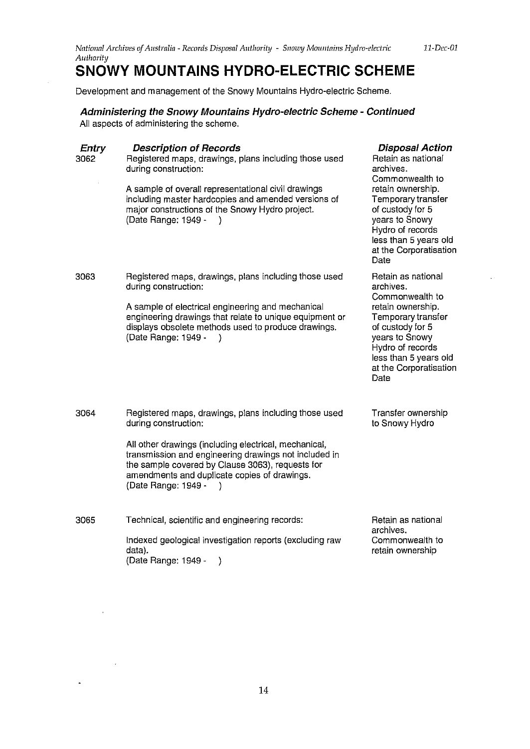# SNOWY MOUNTAINS HYDRO-ELECTRIC SCHEME

Development and management of the Snowy Mountains Hydro-electric Scheme.

### *Administering the Snowy Mountains Hydro-electric Scheme - Continued*

All aspects of administering the scheme.

| *Entry* | *Description of Records* | *Disposal Action* |
|---|---|---|
| 3062 | Registered maps, drawings, plans including those used during construction:<br><br>A sample of overall representational civil drawings including master hardcopies and amended versions of major constructions of the Snowy Hydro project.<br>(Date Range: 1949 - ) | Retain as national archives. Commonwealth to retain ownership. Temporary transfer of custody for 5 years to Snowy Hydro of records less than 5 years old at the Corporatisation Date |
| 3063 | Registered maps, drawings, plans including those used during construction:<br><br>A sample of electrical engineering and mechanical engineering drawings that relate to unique equipment or displays obsolete methods used to produce drawings.<br>(Date Range: 1949 - ) | Retain as national archives. Commonwealth to retain ownership. Temporary transfer of custody for 5 years to Snowy Hydro of records less than 5 years old at the Corporatisation Date |
| 3064 | Registered maps, drawings, plans including those used during construction:<br><br>All other drawings (including electrical, mechanical, transmission and engineering drawings not included in the sample covered by Clause 3063), requests for amendments and duplicate copies of drawings.<br>(Date Range: 1949 - ) | Transfer ownership to Snowy Hydro |
| 3065 | Technical, scientific and engineering records:<br><br>Indexed geological investigation reports (excluding raw data).<br>(Date Range: 1949 - ) | Retain as national archives. Commonwealth to retain ownership |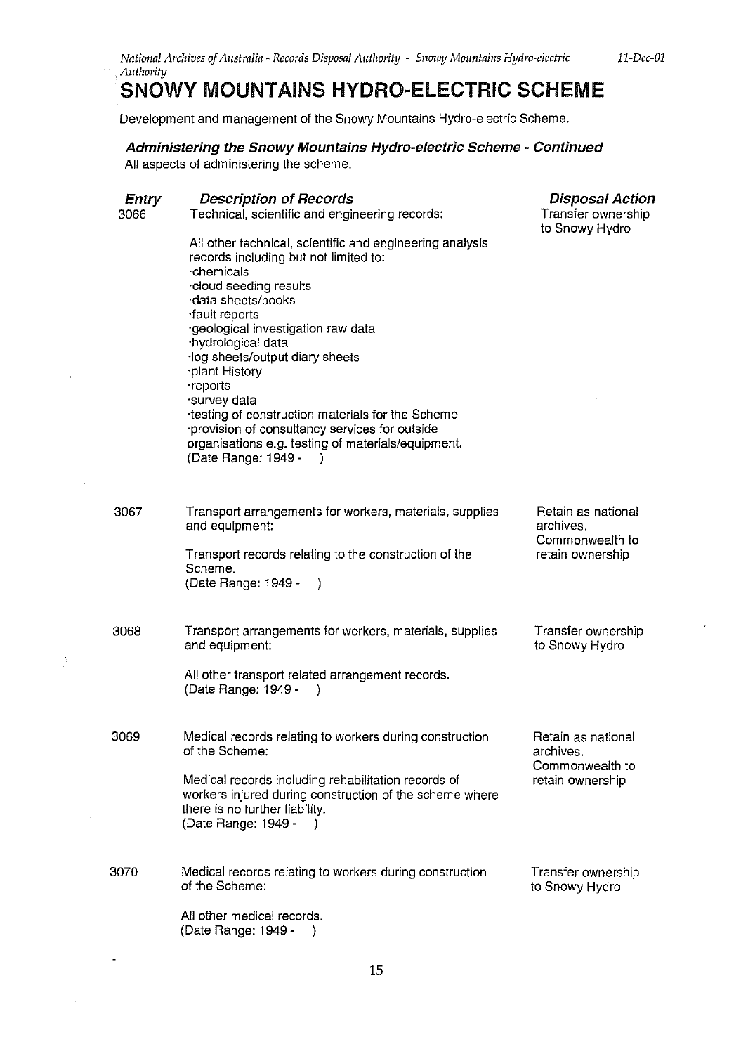# SNOWY MOUNTAINS HYDRO-ELECTRIC SCHEME

Development and management of the Snowy Mountains Hydro-electric Scheme.

### *Administering the Snowy Mountains Hydro-electric Scheme - Continued*

All aspects of administering the scheme.

| *Entry* | *Description of Records* | *Disposal Action* |
|---|---|---|
| 3066 | Technical, scientific and engineering records:<br><br>All other technical, scientific and engineering analysis records including but not limited to:<br>·chemicals<br>·cloud seeding results<br>·data sheets/books<br>·fault reports<br>·geological investigation raw data<br>·hydrological data<br>·log sheets/output diary sheets<br>·plant History<br>·reports<br>·survey data<br>·testing of construction materials for the Scheme<br>·provision of consultancy services for outside organisations e.g. testing of materials/equipment.<br>(Date Range: 1949 - ) | Transfer ownership to Snowy Hydro |
| 3067 | Transport arrangements for workers, materials, supplies and equipment:<br><br>Transport records relating to the construction of the Scheme.<br>(Date Range: 1949 - ) | Retain as national archives. Commonwealth to retain ownership |
| 3068 | Transport arrangements for workers, materials, supplies and equipment:<br><br>All other transport related arrangement records.<br>(Date Range: 1949 - ) | Transfer ownership to Snowy Hydro |
| 3069 | Medical records relating to workers during construction of the Scheme:<br><br>Medical records including rehabilitation records of workers injured during construction of the scheme where there is no further liability.<br>(Date Range: 1949 - ) | Retain as national archives. Commonwealth to retain ownership |
| 3070 | Medical records relating to workers during construction of the Scheme:<br><br>All other medical records.<br>(Date Range: 1949 - ) | Transfer ownership to Snowy Hydro |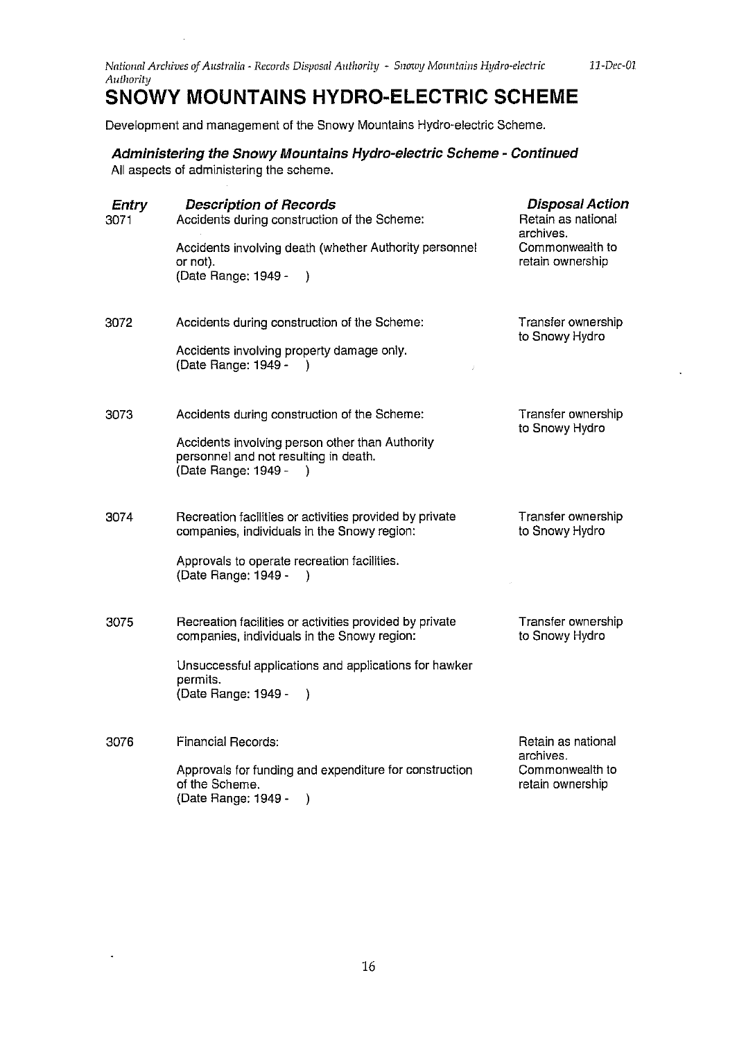# SNOWY MOUNTAINS HYDRO-ELECTRIC SCHEME

Development and management of the Snowy Mountains Hydro-electric Scheme.

### *Administering the Snowy Mountains Hydro-electric Scheme - Continued*

All aspects of administering the scheme.

| *Entry* | *Description of Records* | *Disposal Action* |
|---|---|---|
| 3071 | Accidents during construction of the Scheme:<br><br>Accidents involving death (whether Authority personnel or not).<br>(Date Range: 1949 - ) | Retain as national archives. Commonwealth to retain ownership |
| 3072 | Accidents during construction of the Scheme:<br><br>Accidents involving property damage only.<br>(Date Range: 1949 - ) | Transfer ownership to Snowy Hydro |
| 3073 | Accidents during construction of the Scheme:<br><br>Accidents involving person other than Authority personnel and not resulting in death.<br>(Date Range: 1949 - ) | Transfer ownership to Snowy Hydro |
| 3074 | Recreation facilities or activities provided by private companies, individuals in the Snowy region:<br><br>Approvals to operate recreation facilities.<br>(Date Range: 1949 - ) | Transfer ownership to Snowy Hydro |
| 3075 | Recreation facilities or activities provided by private companies, individuals in the Snowy region:<br><br>Unsuccessful applications and applications for hawker permits.<br>(Date Range: 1949 - ) | Transfer ownership to Snowy Hydro |
| 3076 | Financial Records:<br><br>Approvals for funding and expenditure for construction of the Scheme.<br>(Date Range: 1949 - ) | Retain as national archives. Commonwealth to retain ownership |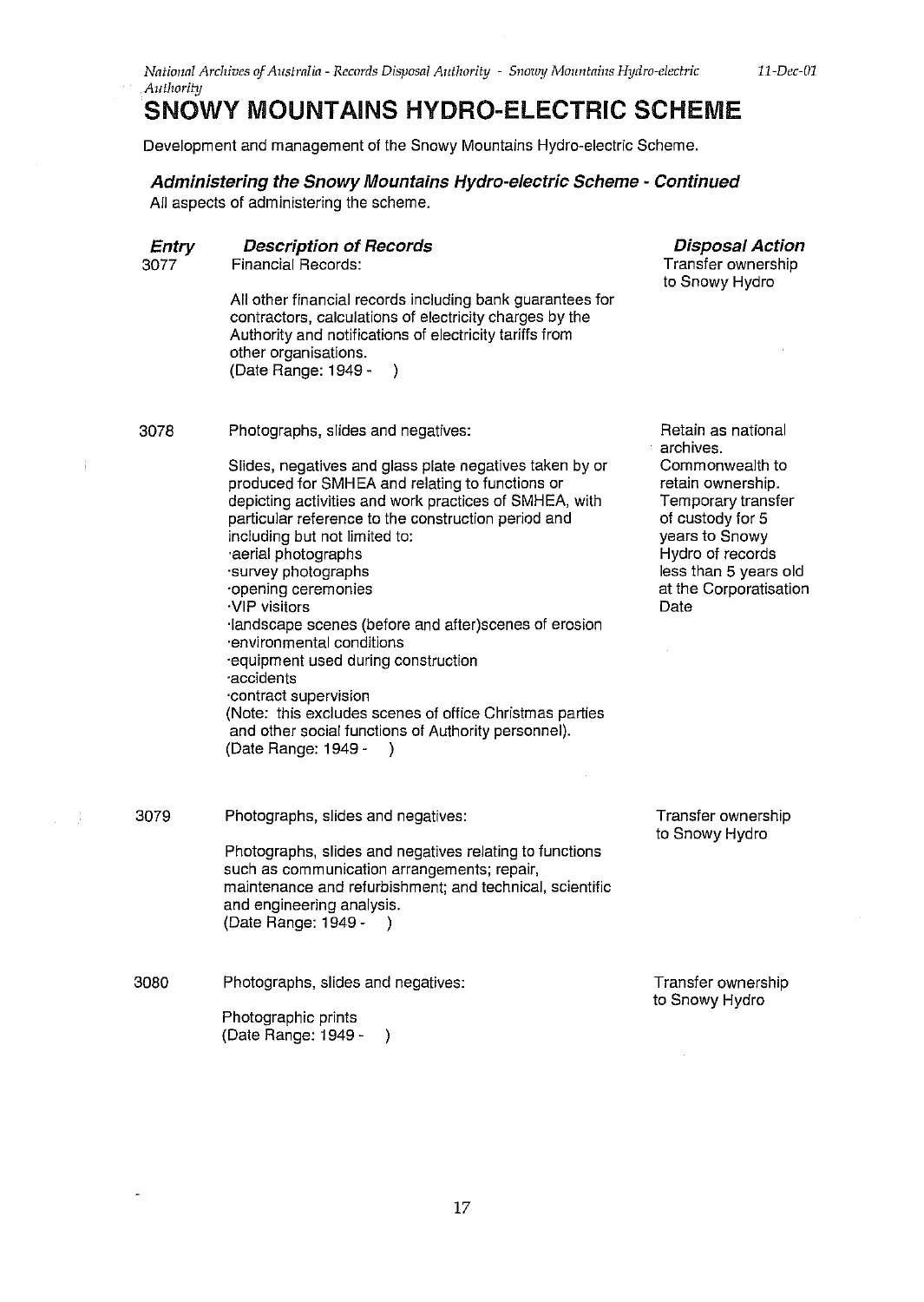# SNOWY MOUNTAINS HYDRO-ELECTRIC SCHEME

Development and management of the Snowy Mountains Hydro-electric Scheme.

### *Administering the Snowy Mountains Hydro-electric Scheme - Continued*

All aspects of administering the scheme.

| *Entry* | *Description of Records* | *Disposal Action* |
|---|---|---|
| 3077 | Financial Records:<br><br>All other financial records including bank guarantees for contractors, calculations of electricity charges by the Authority and notifications of electricity tariffs from other organisations.<br>(Date Range: 1949 - ) | Transfer ownership to Snowy Hydro |
| 3078 | Photographs, slides and negatives:<br><br>Slides, negatives and glass plate negatives taken by or produced for SMHEA and relating to functions or depicting activities and work practices of SMHEA, with particular reference to the construction period and including but not limited to:<br>·aerial photographs<br>·survey photographs<br>·opening ceremonies<br>·VIP visitors<br>·landscape scenes (before and after)scenes of erosion<br>·environmental conditions<br>·equipment used during construction<br>·accidents<br>·contract supervision<br>(Note: this excludes scenes of office Christmas parties and other social functions of Authority personnel).<br>(Date Range: 1949 - ) | Retain as national archives.<br>Commonwealth to retain ownership.<br>Temporary transfer of custody for 5 years to Snowy Hydro of records less than 5 years old at the Corporatisation Date |
| 3079 | Photographs, slides and negatives:<br><br>Photographs, slides and negatives relating to functions such as communication arrangements; repair, maintenance and refurbishment; and technical, scientific and engineering analysis.<br>(Date Range: 1949 - ) | Transfer ownership to Snowy Hydro |
| 3080 | Photographs, slides and negatives:<br><br>Photographic prints<br>(Date Range: 1949 - ) | Transfer ownership to Snowy Hydro |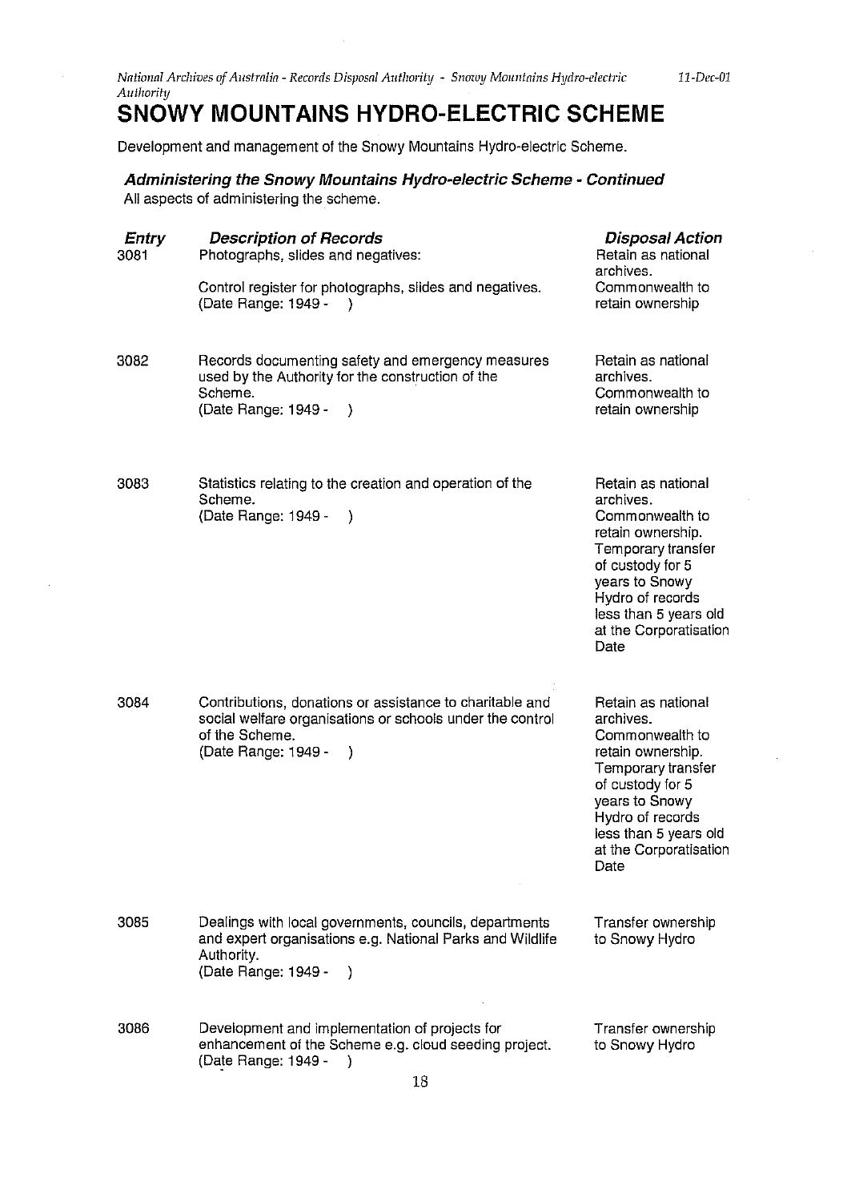# SNOWY MOUNTAINS HYDRO-ELECTRIC SCHEME

Development and management of the Snowy Mountains Hydro-electric Scheme.

### *Administering the Snowy Mountains Hydro-electric Scheme - Continued*

All aspects of administering the scheme.

| *Entry* | *Description of Records* | *Disposal Action* |
|---|---|---|
| 3081 | Photographs, slides and negatives:<br><br>Control register for photographs, slides and negatives.<br>(Date Range: 1949 - ) | Retain as national archives.<br>Commonwealth to retain ownership |
| 3082 | Records documenting safety and emergency measures used by the Authority for the construction of the Scheme.<br>(Date Range: 1949 - ) | Retain as national archives.<br>Commonwealth to retain ownership |
| 3083 | Statistics relating to the creation and operation of the Scheme.<br>(Date Range: 1949 - ) | Retain as national archives.<br>Commonwealth to retain ownership.<br>Temporary transfer of custody for 5 years to Snowy Hydro of records less than 5 years old at the Corporatisation Date |
| 3084 | Contributions, donations or assistance to charitable and social welfare organisations or schools under the control of the Scheme.<br>(Date Range: 1949 - ) | Retain as national archives.<br>Commonwealth to retain ownership.<br>Temporary transfer of custody for 5 years to Snowy Hydro of records less than 5 years old at the Corporatisation Date |
| 3085 | Dealings with local governments, councils, departments and expert organisations e.g. National Parks and Wildlife Authority.<br>(Date Range: 1949 - ) | Transfer ownership to Snowy Hydro |
| 3086 | Development and implementation of projects for enhancement of the Scheme e.g. cloud seeding project.<br>(Date Range: 1949 - ) | Transfer ownership to Snowy Hydro |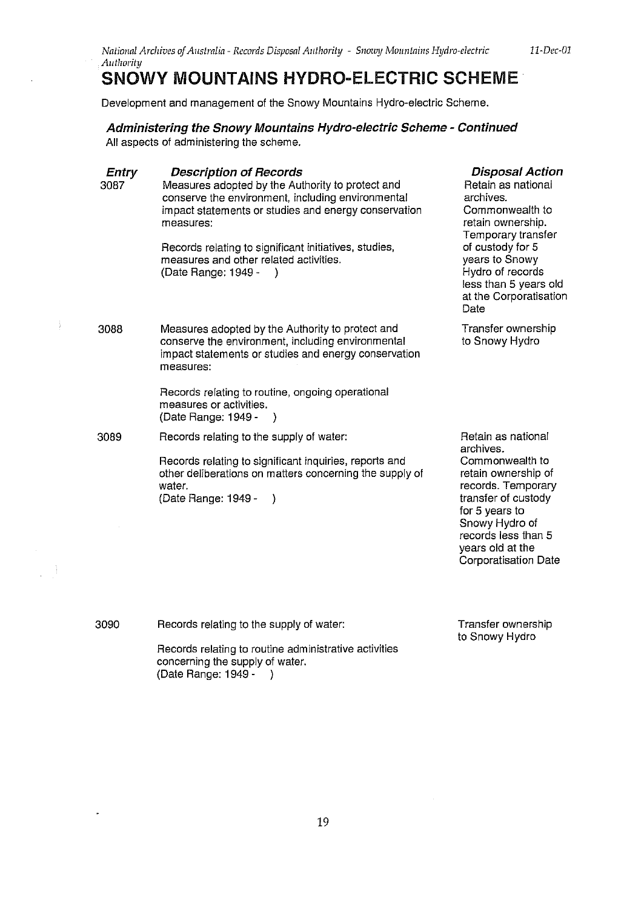# SNOWY MOUNTAINS HYDRO-ELECTRIC SCHEME

Development and management of the Snowy Mountains Hydro-electric Scheme.

### *Administering the Snowy Mountains Hydro-electric Scheme - Continued*

All aspects of administering the scheme.

| Entry | Description of Records | Disposal Action |
|---|---|---|
| 3087 | Measures adopted by the Authority to protect and conserve the environment, including environmental impact statements or studies and energy conservation measures:<br><br>Records relating to significant initiatives, studies, measures and other related activities.<br>(Date Range: 1949 - ) | Retain as national archives. Commonwealth to retain ownership. Temporary transfer of custody for 5 years to Snowy Hydro of records less than 5 years old at the Corporatisation Date |
| 3088 | Measures adopted by the Authority to protect and conserve the environment, including environmental impact statements or studies and energy conservation measures:<br><br>Records relating to routine, ongoing operational measures or activities.<br>(Date Range: 1949 - ) | Transfer ownership to Snowy Hydro |
| 3089 | Records relating to the supply of water:<br><br>Records relating to significant inquiries, reports and other deliberations on matters concerning the supply of water.<br>(Date Range: 1949 - ) | Retain as national archives. Commonwealth to retain ownership of records. Temporary transfer of custody for 5 years to Snowy Hydro of records less than 5 years old at the Corporatisation Date |
| 3090 | Records relating to the supply of water:<br><br>Records relating to routine administrative activities concerning the supply of water.<br>(Date Range: 1949 - ) | Transfer ownership to Snowy Hydro |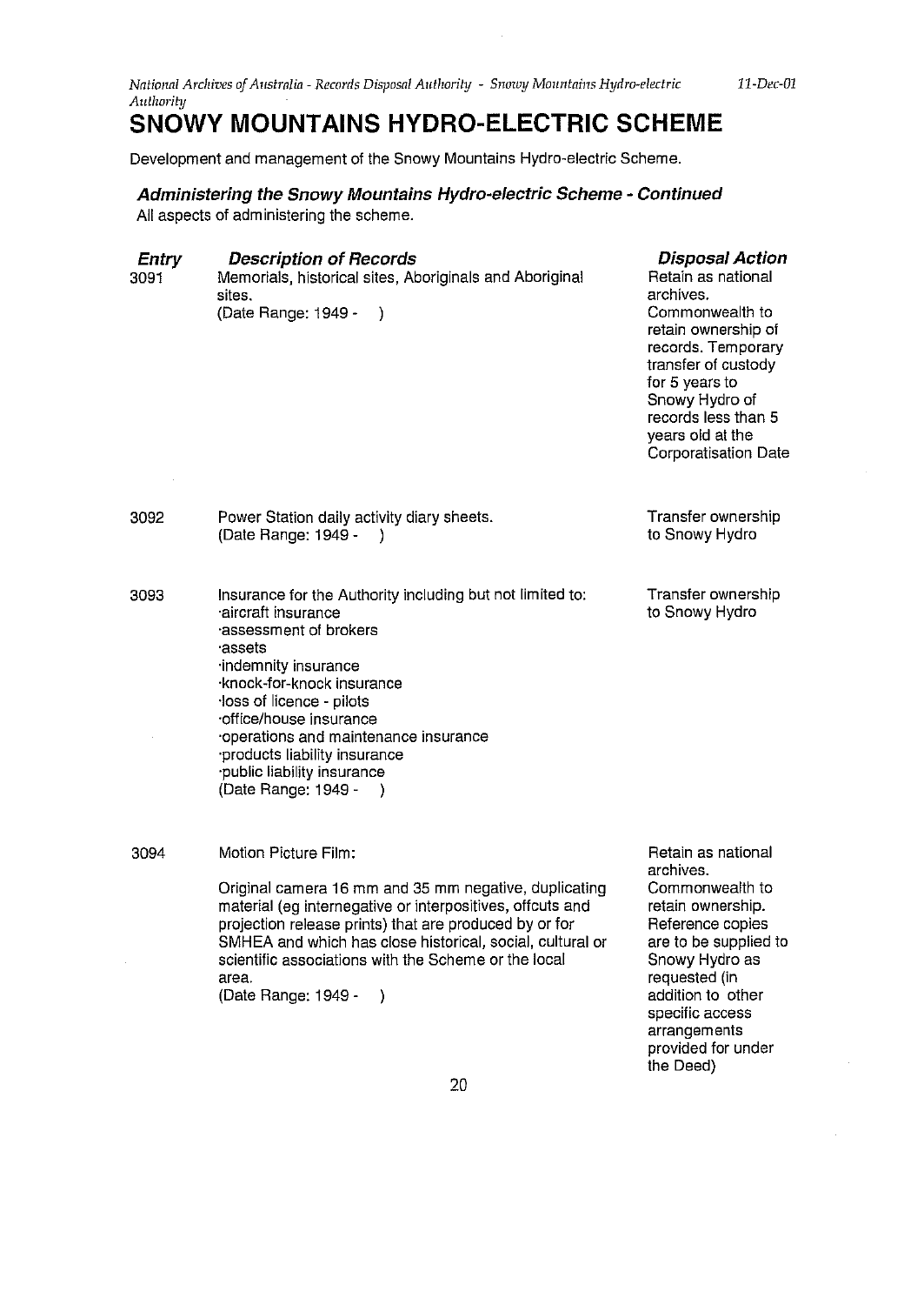# SNOWY MOUNTAINS HYDRO-ELECTRIC SCHEME

Development and management of the Snowy Mountains Hydro-electric Scheme.

## *Administering the Snowy Mountains Hydro-electric Scheme - Continued*

All aspects of administering the scheme.

| Entry | Description of Records | Disposal Action |
|---|---|---|
| 3091 | Memorials, historical sites, Aboriginals and Aboriginal sites.<br>(Date Range: 1949 - ) | Retain as national archives. Commonwealth to retain ownership of records. Temporary transfer of custody for 5 years to Snowy Hydro of records less than 5 years old at the Corporatisation Date |
| 3092 | Power Station daily activity diary sheets.<br>(Date Range: 1949 - ) | Transfer ownership to Snowy Hydro |
| 3093 | Insurance for the Authority including but not limited to:<br>·aircraft insurance<br>·assessment of brokers<br>·assets<br>·indemnity insurance<br>·knock-for-knock insurance<br>·loss of licence - pilots<br>·office/house insurance<br>·operations and maintenance insurance<br>·products liability insurance<br>·public liability insurance<br>(Date Range: 1949 - ) | Transfer ownership to Snowy Hydro |
| 3094 | Motion Picture Film:<br><br>Original camera 16 mm and 35 mm negative, duplicating material (eg internegative or interpositives, offcuts and projection release prints) that are produced by or for SMHEA and which has close historical, social, cultural or scientific associations with the Scheme or the local area.<br>(Date Range: 1949 - ) | Retain as national archives. Commonwealth to retain ownership. Reference copies are to be supplied to Snowy Hydro as requested (in addition to other specific access arrangements provided for under the Deed) |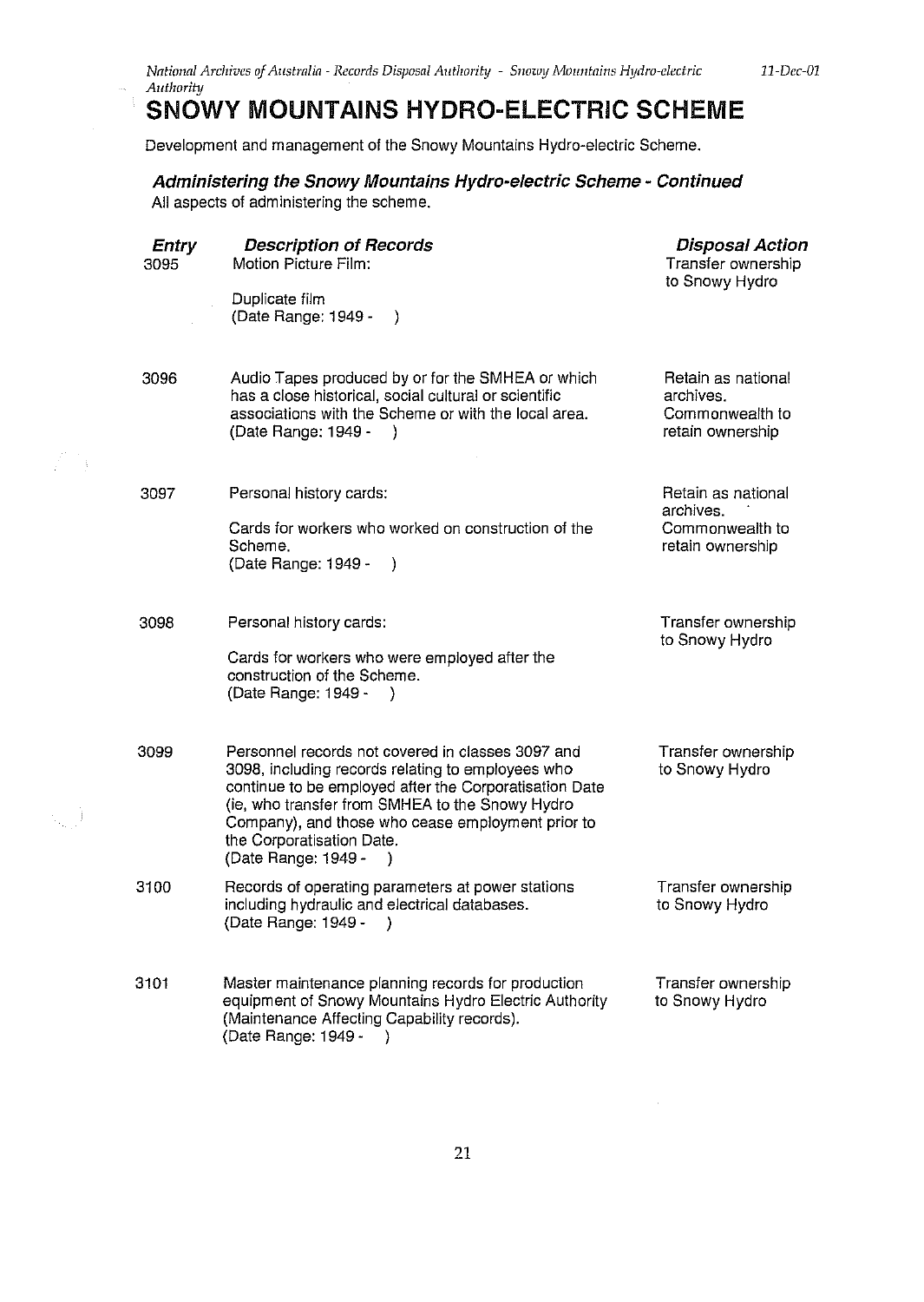# SNOWY MOUNTAINS HYDRO-ELECTRIC SCHEME

Development and management of the Snowy Mountains Hydro-electric Scheme.

### *Administering the Snowy Mountains Hydro-electric Scheme - Continued*

All aspects of administering the scheme.

| Entry | Description of Records | Disposal Action |
|---|---|---|
| 3095 | Motion Picture Film:<br><br>Duplicate film<br>(Date Range: 1949 - ) | Transfer ownership to Snowy Hydro |
| 3096 | Audio Tapes produced by or for the SMHEA or which has a close historical, social cultural or scientific associations with the Scheme or with the local area.<br>(Date Range: 1949 - ) | Retain as national archives. Commonwealth to retain ownership |
| 3097 | Personal history cards:<br><br>Cards for workers who worked on construction of the Scheme.<br>(Date Range: 1949 - ) | Retain as national archives. Commonwealth to retain ownership |
| 3098 | Personal history cards:<br><br>Cards for workers who were employed after the construction of the Scheme.<br>(Date Range: 1949 - ) | Transfer ownership to Snowy Hydro |
| 3099 | Personnel records not covered in classes 3097 and 3098, including records relating to employees who continue to be employed after the Corporatisation Date (ie, who transfer from SMHEA to the Snowy Hydro Company), and those who cease employment prior to the Corporatisation Date.<br>(Date Range: 1949 - ) | Transfer ownership to Snowy Hydro |
| 3100 | Records of operating parameters at power stations including hydraulic and electrical databases.<br>(Date Range: 1949 - ) | Transfer ownership to Snowy Hydro |
| 3101 | Master maintenance planning records for production equipment of Snowy Mountains Hydro Electric Authority (Maintenance Affecting Capability records).<br>(Date Range: 1949 - ) | Transfer ownership to Snowy Hydro |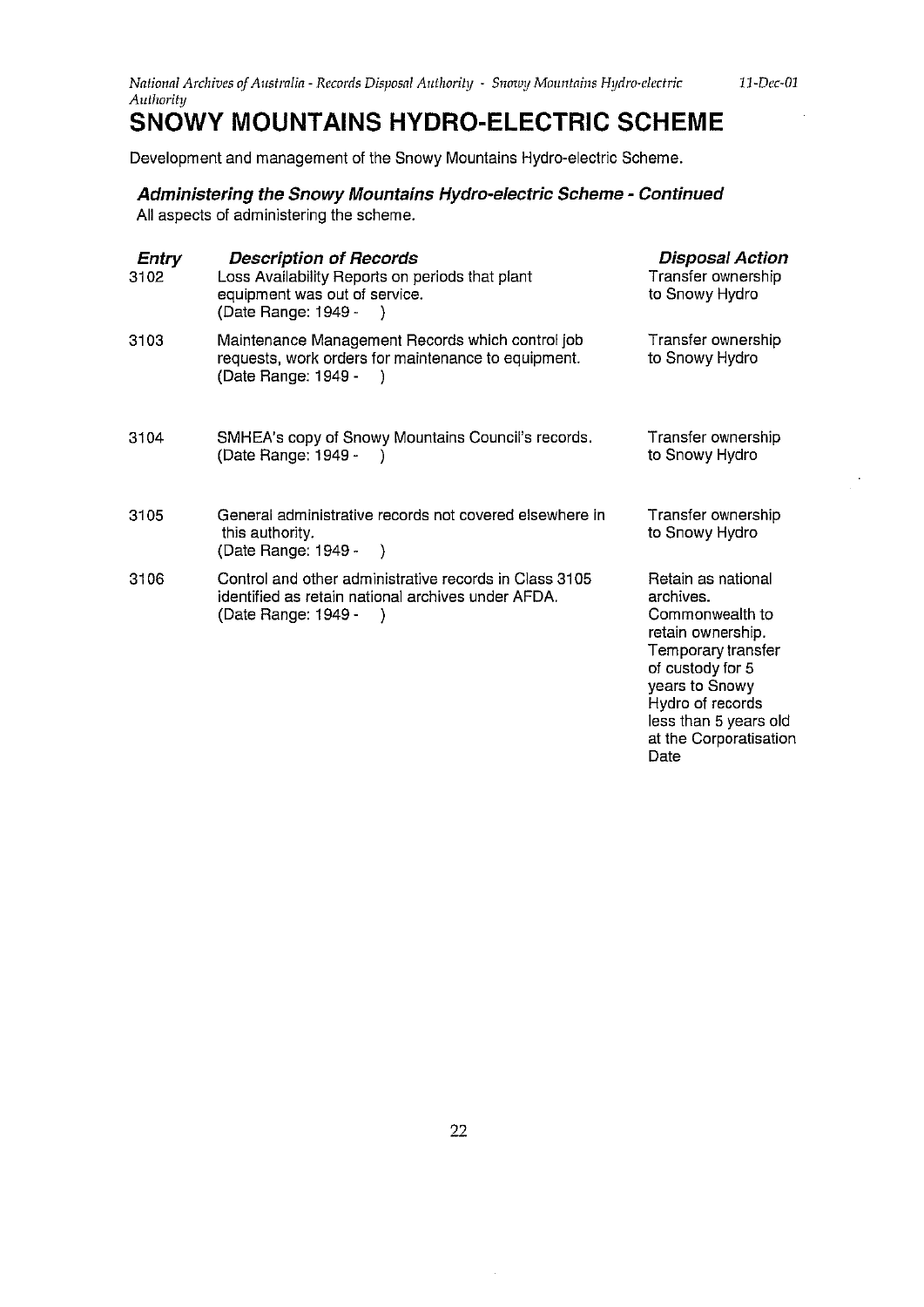# SNOWY MOUNTAINS HYDRO-ELECTRIC SCHEME

Development and management of the Snowy Mountains Hydro-electric Scheme.

### *Administering the Snowy Mountains Hydro-electric Scheme - Continued*

All aspects of administering the scheme.

| *Entry* | *Description of Records* | *Disposal Action* |
|---|---|---|
| 3102 | Loss Availability Reports on periods that plant equipment was out of service. (Date Range: 1949 - ) | Transfer ownership to Snowy Hydro |
| 3103 | Maintenance Management Records which control job requests, work orders for maintenance to equipment. (Date Range: 1949 - ) | Transfer ownership to Snowy Hydro |
| 3104 | SMHEA's copy of Snowy Mountains Council's records. (Date Range: 1949 - ) | Transfer ownership to Snowy Hydro |
| 3105 | General administrative records not covered elsewhere in this authority. (Date Range: 1949 - ) | Transfer ownership to Snowy Hydro |
| 3106 | Control and other administrative records in Class 3105 identified as retain national archives under AFDA. (Date Range: 1949 - ) | Retain as national archives. Commonwealth to retain ownership. Temporary transfer of custody for 5 years to Snowy Hydro of records less than 5 years old at the Corporatisation Date |